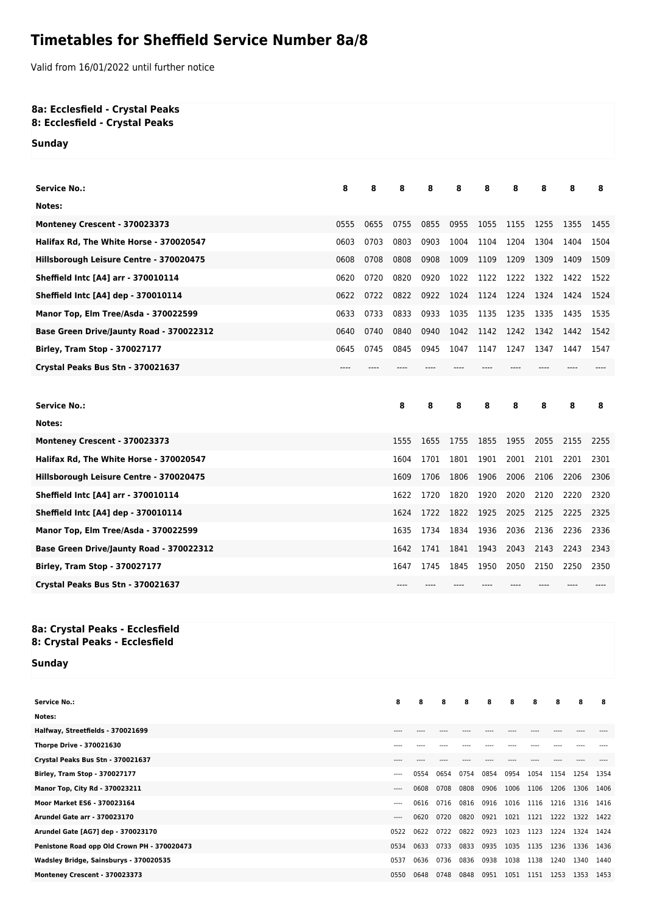# Timetables for Sheffield Service Number 8a/8

Valid from 16/01/2022 until further notice

### 8a: Ecclesfield - Crystal Peaks
### 8: Ecclesfield - Crystal Peaks

**Sunday**

| Service No.: | 8 | 8 | 8 | 8 | 8 | 8 | 8 | 8 | 8 | 8 |
|---|---|---|---|---|---|---|---|---|---|---|
| Notes: | | | | | | | | | | |
| Monteney Crescent - 370023373 | 0555 | 0655 | 0755 | 0855 | 0955 | 1055 | 1155 | 1255 | 1355 | 1455 |
| Halifax Rd, The White Horse - 370020547 | 0603 | 0703 | 0803 | 0903 | 1004 | 1104 | 1204 | 1304 | 1404 | 1504 |
| Hillsborough Leisure Centre - 370020475 | 0608 | 0708 | 0808 | 0908 | 1009 | 1109 | 1209 | 1309 | 1409 | 1509 |
| Sheffield Intc [A4] arr - 370010114 | 0620 | 0720 | 0820 | 0920 | 1022 | 1122 | 1222 | 1322 | 1422 | 1522 |
| Sheffield Intc [A4] dep - 370010114 | 0622 | 0722 | 0822 | 0922 | 1024 | 1124 | 1224 | 1324 | 1424 | 1524 |
| Manor Top, Elm Tree/Asda - 370022599 | 0633 | 0733 | 0833 | 0933 | 1035 | 1135 | 1235 | 1335 | 1435 | 1535 |
| Base Green Drive/Jaunty Road - 370022312 | 0640 | 0740 | 0840 | 0940 | 1042 | 1142 | 1242 | 1342 | 1442 | 1542 |
| Birley, Tram Stop - 370027177 | 0645 | 0745 | 0845 | 0945 | 1047 | 1147 | 1247 | 1347 | 1447 | 1547 |
| Crystal Peaks Bus Stn - 370021637 | ---- | ---- | ---- | ---- | ---- | ---- | ---- | ---- | ---- | ---- |

| Service No.: | 8 | 8 | 8 | 8 | 8 | 8 | 8 | 8 |
|---|---|---|---|---|---|---|---|---|
| Notes: | | | | | | | | |
| Monteney Crescent - 370023373 | 1555 | 1655 | 1755 | 1855 | 1955 | 2055 | 2155 | 2255 |
| Halifax Rd, The White Horse - 370020547 | 1604 | 1701 | 1801 | 1901 | 2001 | 2101 | 2201 | 2301 |
| Hillsborough Leisure Centre - 370020475 | 1609 | 1706 | 1806 | 1906 | 2006 | 2106 | 2206 | 2306 |
| Sheffield Intc [A4] arr - 370010114 | 1622 | 1720 | 1820 | 1920 | 2020 | 2120 | 2220 | 2320 |
| Sheffield Intc [A4] dep - 370010114 | 1624 | 1722 | 1822 | 1925 | 2025 | 2125 | 2225 | 2325 |
| Manor Top, Elm Tree/Asda - 370022599 | 1635 | 1734 | 1834 | 1936 | 2036 | 2136 | 2236 | 2336 |
| Base Green Drive/Jaunty Road - 370022312 | 1642 | 1741 | 1841 | 1943 | 2043 | 2143 | 2243 | 2343 |
| Birley, Tram Stop - 370027177 | 1647 | 1745 | 1845 | 1950 | 2050 | 2150 | 2250 | 2350 |
| Crystal Peaks Bus Stn - 370021637 | ---- | ---- | ---- | ---- | ---- | ---- | ---- | ---- |

### 8a: Crystal Peaks - Ecclesfield
### 8: Crystal Peaks - Ecclesfield

**Sunday**

| Service No.: | 8 | 8 | 8 | 8 | 8 | 8 | 8 | 8 | 8 | 8 |
|---|---|---|---|---|---|---|---|---|---|---|
| Notes: | | | | | | | | | | |
| Halfway, Streetfields - 370021699 | ---- | ---- | ---- | ---- | ---- | ---- | ---- | ---- | ---- | ---- |
| Thorpe Drive - 370021630 | ---- | ---- | ---- | ---- | ---- | ---- | ---- | ---- | ---- | ---- |
| Crystal Peaks Bus Stn - 370021637 | ---- | ---- | ---- | ---- | ---- | ---- | ---- | ---- | ---- | ---- |
| Birley, Tram Stop - 370027177 | ---- | 0554 | 0654 | 0754 | 0854 | 0954 | 1054 | 1154 | 1254 | 1354 |
| Manor Top, City Rd - 370023211 | ---- | 0608 | 0708 | 0808 | 0906 | 1006 | 1106 | 1206 | 1306 | 1406 |
| Moor Market ES6 - 370023164 | ---- | 0616 | 0716 | 0816 | 0916 | 1016 | 1116 | 1216 | 1316 | 1416 |
| Arundel Gate arr - 370023170 | ---- | 0620 | 0720 | 0820 | 0921 | 1021 | 1121 | 1222 | 1322 | 1422 |
| Arundel Gate [AG7] dep - 370023170 | 0522 | 0622 | 0722 | 0822 | 0923 | 1023 | 1123 | 1224 | 1324 | 1424 |
| Penistone Road opp Old Crown PH - 370020473 | 0534 | 0633 | 0733 | 0833 | 0935 | 1035 | 1135 | 1236 | 1336 | 1436 |
| Wadsley Bridge, Sainsburys - 370020535 | 0537 | 0636 | 0736 | 0836 | 0938 | 1038 | 1138 | 1240 | 1340 | 1440 |
| Monteney Crescent - 370023373 | 0550 | 0648 | 0748 | 0848 | 0951 | 1051 | 1151 | 1253 | 1353 | 1453 |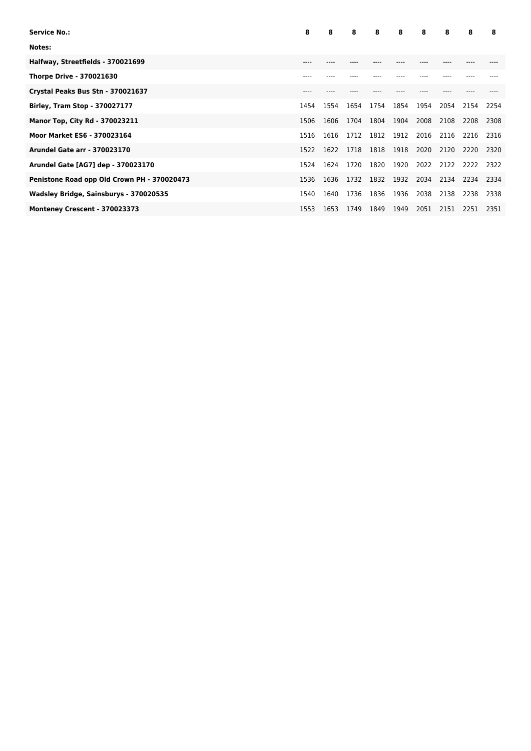| Service No.: | 8 | 8 | 8 | 8 | 8 | 8 | 8 | 8 | 8 |
|---|---|---|---|---|---|---|---|---|---|
| Notes: | | | | | | | | | |
| Halfway, Streetfields - 370021699 | ---- | ---- | ---- | ---- | ---- | ---- | ---- | ---- | ---- |
| Thorpe Drive - 370021630 | ---- | ---- | ---- | ---- | ---- | ---- | ---- | ---- | ---- |
| Crystal Peaks Bus Stn - 370021637 | ---- | ---- | ---- | ---- | ---- | ---- | ---- | ---- | ---- |
| Birley, Tram Stop - 370027177 | 1454 | 1554 | 1654 | 1754 | 1854 | 1954 | 2054 | 2154 | 2254 |
| Manor Top, City Rd - 370023211 | 1506 | 1606 | 1704 | 1804 | 1904 | 2008 | 2108 | 2208 | 2308 |
| Moor Market ES6 - 370023164 | 1516 | 1616 | 1712 | 1812 | 1912 | 2016 | 2116 | 2216 | 2316 |
| Arundel Gate arr - 370023170 | 1522 | 1622 | 1718 | 1818 | 1918 | 2020 | 2120 | 2220 | 2320 |
| Arundel Gate [AG7] dep - 370023170 | 1524 | 1624 | 1720 | 1820 | 1920 | 2022 | 2122 | 2222 | 2322 |
| Penistone Road opp Old Crown PH - 370020473 | 1536 | 1636 | 1732 | 1832 | 1932 | 2034 | 2134 | 2234 | 2334 |
| Wadsley Bridge, Sainsburys - 370020535 | 1540 | 1640 | 1736 | 1836 | 1936 | 2038 | 2138 | 2238 | 2338 |
| Monteney Crescent - 370023373 | 1553 | 1653 | 1749 | 1849 | 1949 | 2051 | 2151 | 2251 | 2351 |